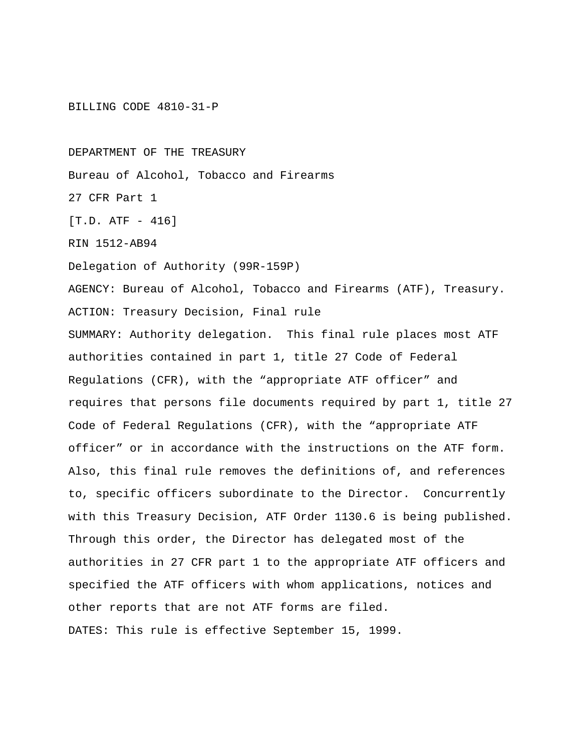BILLING CODE 4810-31-P

DEPARTMENT OF THE TREASURY

Bureau of Alcohol, Tobacco and Firearms

27 CFR Part 1

[T.D. ATF - 416]

RIN 1512-AB94

Delegation of Authority (99R-159P)

AGENCY: Bureau of Alcohol, Tobacco and Firearms (ATF), Treasury.

ACTION: Treasury Decision, Final rule

SUMMARY: Authority delegation. This final rule places most ATF authorities contained in part 1, title 27 Code of Federal Regulations (CFR), with the "appropriate ATF officer" and requires that persons file documents required by part 1, title 27 Code of Federal Regulations (CFR), with the "appropriate ATF officer" or in accordance with the instructions on the ATF form. Also, this final rule removes the definitions of, and references to, specific officers subordinate to the Director. Concurrently with this Treasury Decision, ATF Order 1130.6 is being published. Through this order, the Director has delegated most of the authorities in 27 CFR part 1 to the appropriate ATF officers and specified the ATF officers with whom applications, notices and other reports that are not ATF forms are filed.

DATES: This rule is effective September 15, 1999.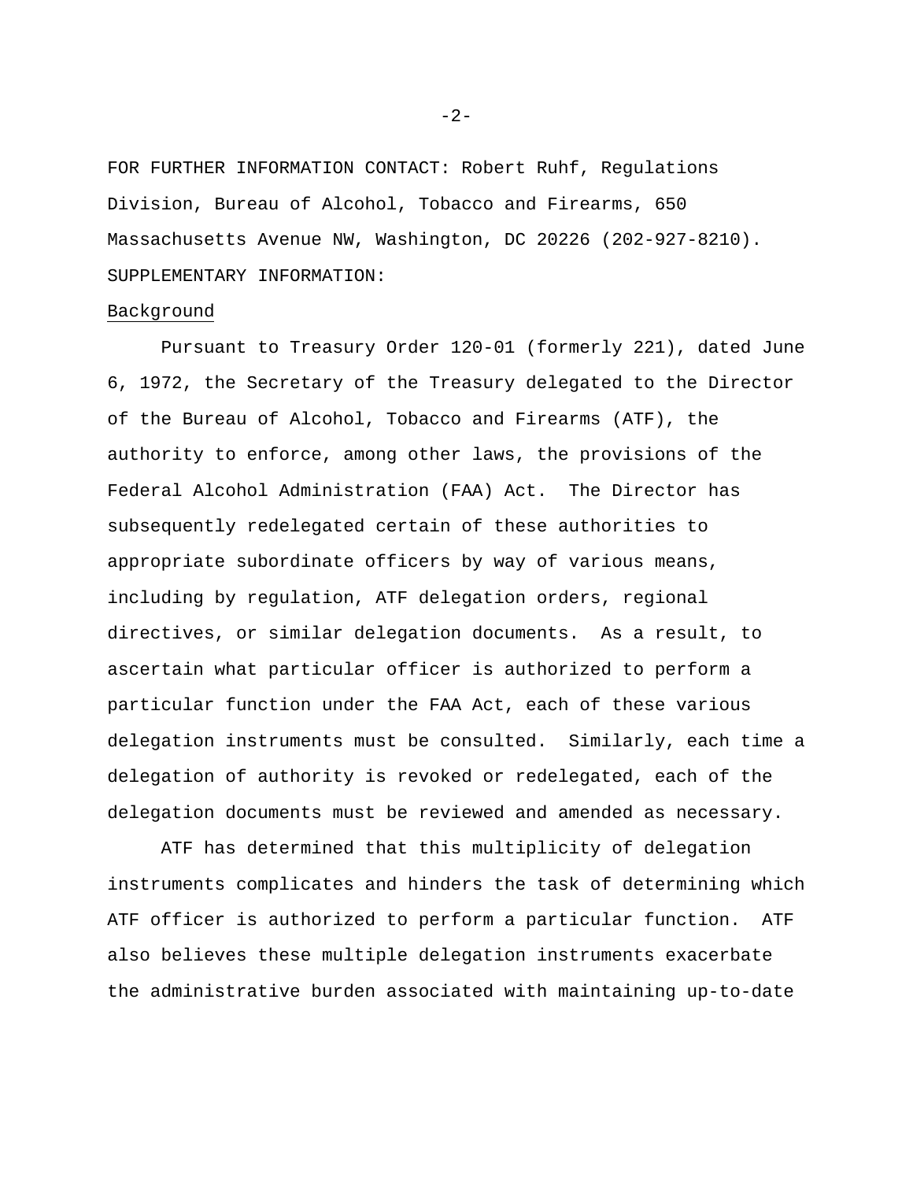FOR FURTHER INFORMATION CONTACT: Robert Ruhf, Regulations Division, Bureau of Alcohol, Tobacco and Firearms, 650 Massachusetts Avenue NW, Washington, DC 20226 (202-927-8210).

SUPPLEMENTARY INFORMATION:

Background

Pursuant to Treasury Order 120-01 (formerly 221), dated June 6, 1972, the Secretary of the Treasury delegated to the Director of the Bureau of Alcohol, Tobacco and Firearms (ATF), the authority to enforce, among other laws, the provisions of the Federal Alcohol Administration (FAA) Act. The Director has subsequently redelegated certain of these authorities to appropriate subordinate officers by way of various means, including by regulation, ATF delegation orders, regional directives, or similar delegation documents. As a result, to ascertain what particular officer is authorized to perform a particular function under the FAA Act, each of these various delegation instruments must be consulted. Similarly, each time a delegation of authority is revoked or redelegated, each of the delegation documents must be reviewed and amended as necessary.

ATF has determined that this multiplicity of delegation instruments complicates and hinders the task of determining which ATF officer is authorized to perform a particular function. ATF also believes these multiple delegation instruments exacerbate the administrative burden associated with maintaining up-to-date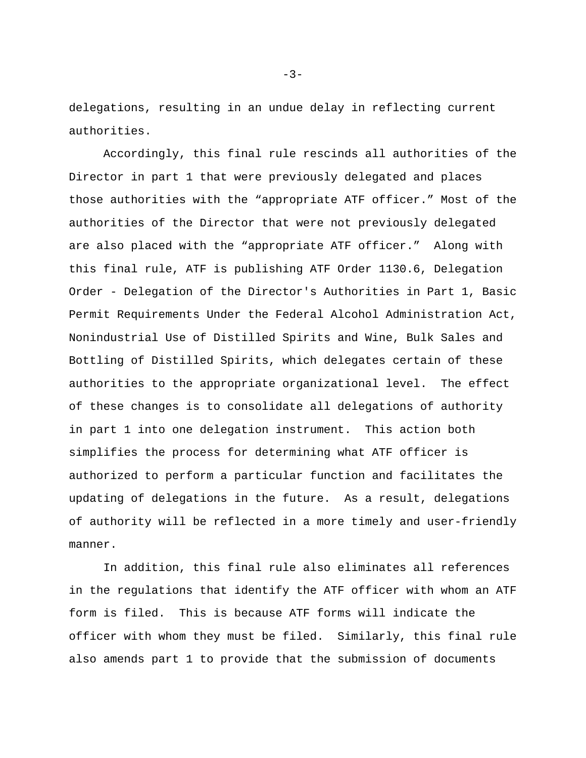delegations, resulting in an undue delay in reflecting current authorities.

Accordingly, this final rule rescinds all authorities of the Director in part 1 that were previously delegated and places those authorities with the “appropriate ATF officer.” Most of the authorities of the Director that were not previously delegated are also placed with the “appropriate ATF officer.” Along with this final rule, ATF is publishing ATF Order 1130.6, Delegation Order - Delegation of the Director's Authorities in Part 1, Basic Permit Requirements Under the Federal Alcohol Administration Act, Nonindustrial Use of Distilled Spirits and Wine, Bulk Sales and Bottling of Distilled Spirits, which delegates certain of these authorities to the appropriate organizational level. The effect of these changes is to consolidate all delegations of authority in part 1 into one delegation instrument. This action both simplifies the process for determining what ATF officer is authorized to perform a particular function and facilitates the updating of delegations in the future. As a result, delegations of authority will be reflected in a more timely and user-friendly manner.

In addition, this final rule also eliminates all references in the regulations that identify the ATF officer with whom an ATF form is filed. This is because ATF forms will indicate the officer with whom they must be filed. Similarly, this final rule also amends part 1 to provide that the submission of documents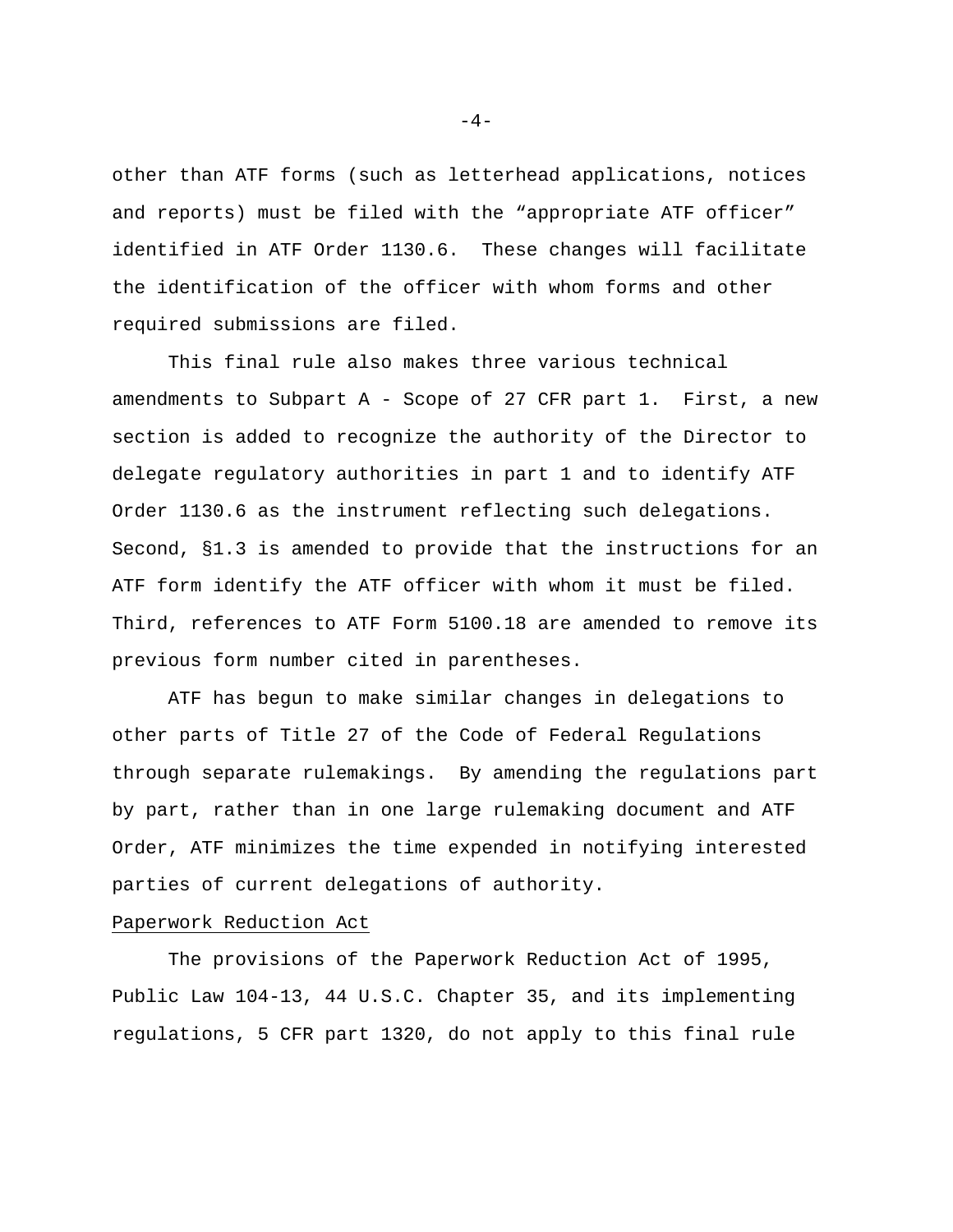other than ATF forms (such as letterhead applications, notices and reports) must be filed with the "appropriate ATF officer" identified in ATF Order 1130.6. These changes will facilitate the identification of the officer with whom forms and other required submissions are filed.

This final rule also makes three various technical amendments to Subpart A - Scope of 27 CFR part 1. First, a new section is added to recognize the authority of the Director to delegate regulatory authorities in part 1 and to identify ATF Order 1130.6 as the instrument reflecting such delegations. Second, §1.3 is amended to provide that the instructions for an ATF form identify the ATF officer with whom it must be filed. Third, references to ATF Form 5100.18 are amended to remove its previous form number cited in parentheses.

ATF has begun to make similar changes in delegations to other parts of Title 27 of the Code of Federal Regulations through separate rulemakings. By amending the regulations part by part, rather than in one large rulemaking document and ATF Order, ATF minimizes the time expended in notifying interested parties of current delegations of authority.

Paperwork Reduction Act

The provisions of the Paperwork Reduction Act of 1995, Public Law 104-13, 44 U.S.C. Chapter 35, and its implementing regulations, 5 CFR part 1320, do not apply to this final rule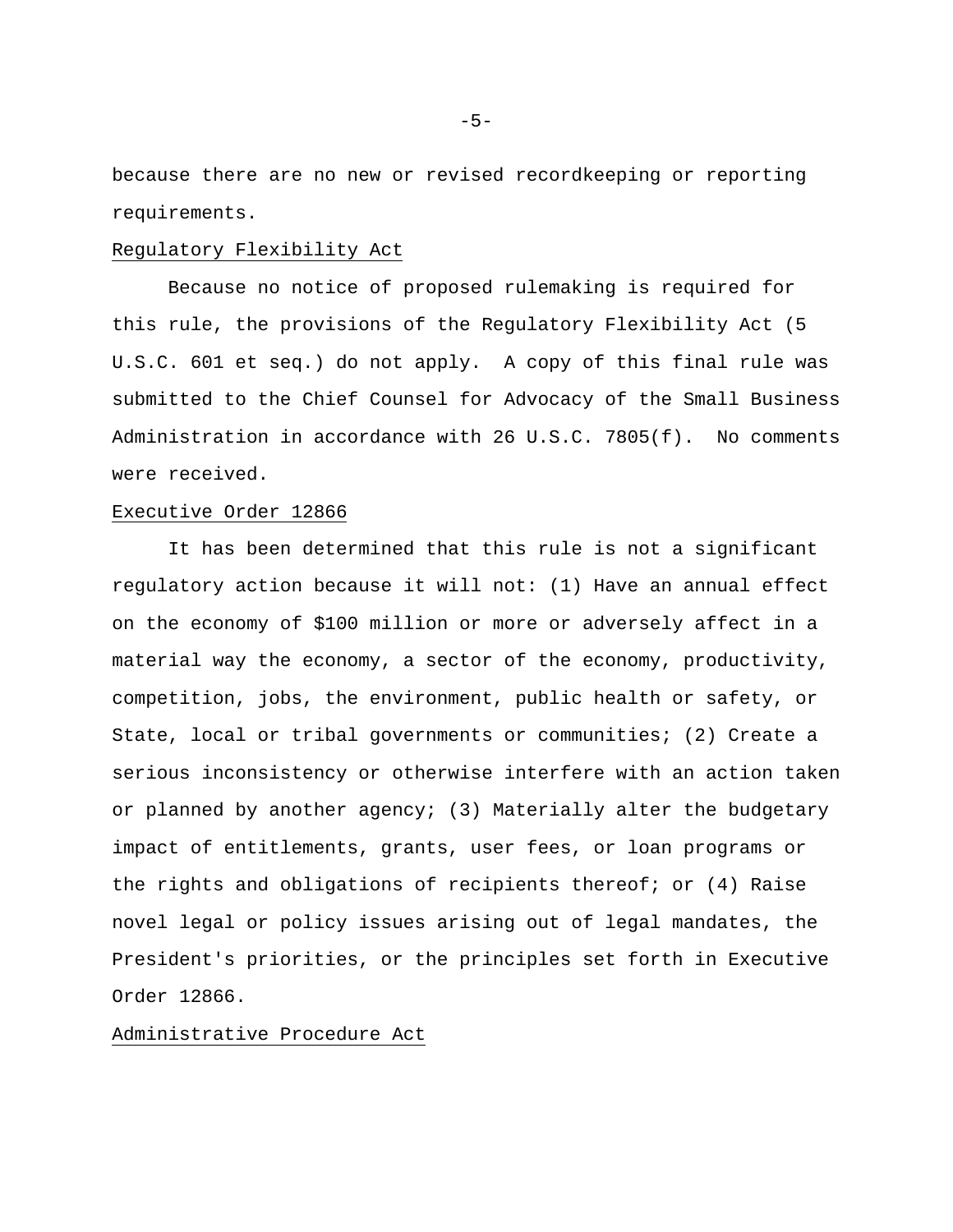because there are no new or revised recordkeeping or reporting requirements.

## Regulatory Flexibility Act

Because no notice of proposed rulemaking is required for this rule, the provisions of the Regulatory Flexibility Act (5 U.S.C. 601 et seq.) do not apply. A copy of this final rule was submitted to the Chief Counsel for Advocacy of the Small Business Administration in accordance with 26 U.S.C. 7805(f). No comments were received.

## Executive Order 12866

It has been determined that this rule is not a significant regulatory action because it will not: (1) Have an annual effect on the economy of $100 million or more or adversely affect in a material way the economy, a sector of the economy, productivity, competition, jobs, the environment, public health or safety, or State, local or tribal governments or communities; (2) Create a serious inconsistency or otherwise interfere with an action taken or planned by another agency; (3) Materially alter the budgetary impact of entitlements, grants, user fees, or loan programs or the rights and obligations of recipients thereof; or (4) Raise novel legal or policy issues arising out of legal mandates, the President's priorities, or the principles set forth in Executive Order 12866.

## Administrative Procedure Act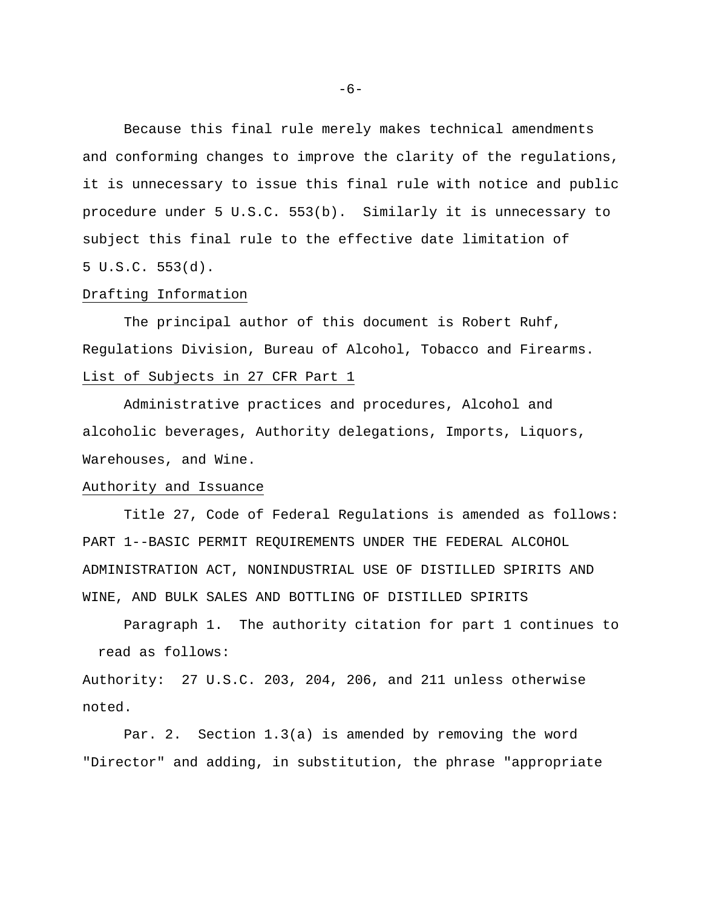Because this final rule merely makes technical amendments and conforming changes to improve the clarity of the regulations, it is unnecessary to issue this final rule with notice and public procedure under 5 U.S.C. 553(b). Similarly it is unnecessary to subject this final rule to the effective date limitation of 5 U.S.C. 553(d).

## Drafting Information

The principal author of this document is Robert Ruhf, Regulations Division, Bureau of Alcohol, Tobacco and Firearms.

## List of Subjects in 27 CFR Part 1

Administrative practices and procedures, Alcohol and alcoholic beverages, Authority delegations, Imports, Liquors, Warehouses, and Wine.

## Authority and Issuance

Title 27, Code of Federal Regulations is amended as follows:

PART 1--BASIC PERMIT REQUIREMENTS UNDER THE FEDERAL ALCOHOL ADMINISTRATION ACT, NONINDUSTRIAL USE OF DISTILLED SPIRITS AND WINE, AND BULK SALES AND BOTTLING OF DISTILLED SPIRITS

Paragraph 1. The authority citation for part 1 continues to read as follows:

Authority: 27 U.S.C. 203, 204, 206, and 211 unless otherwise noted.

Par. 2. Section 1.3(a) is amended by removing the word "Director" and adding, in substitution, the phrase "appropriate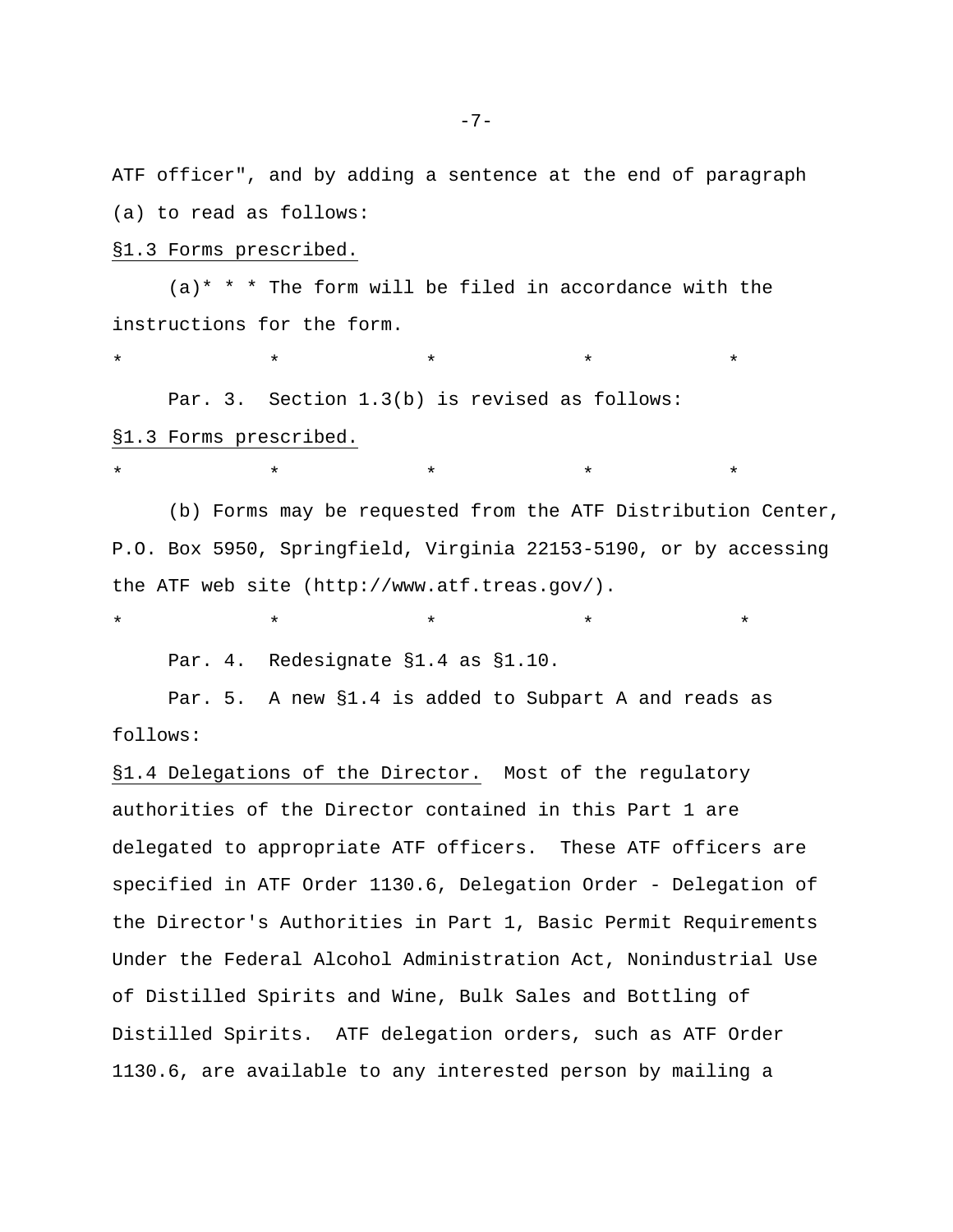ATF officer", and by adding a sentence at the end of paragraph (a) to read as follows:

§1.3 Forms prescribed.

(a)* * * The form will be filed in accordance with the instructions for the form.

\* \* \* \* \*

Par. 3. Section 1.3(b) is revised as follows:

§1.3 Forms prescribed.

\* \* \* \* \*

(b) Forms may be requested from the ATF Distribution Center, P.O. Box 5950, Springfield, Virginia 22153-5190, or by accessing the ATF web site (http://www.atf.treas.gov/).

\* \* \* \* \*

Par. 4. Redesignate §1.4 as §1.10.

Par. 5. A new §1.4 is added to Subpart A and reads as follows:

§1.4 Delegations of the Director. Most of the regulatory authorities of the Director contained in this Part 1 are delegated to appropriate ATF officers. These ATF officers are specified in ATF Order 1130.6, Delegation Order - Delegation of the Director's Authorities in Part 1, Basic Permit Requirements Under the Federal Alcohol Administration Act, Nonindustrial Use of Distilled Spirits and Wine, Bulk Sales and Bottling of Distilled Spirits. ATF delegation orders, such as ATF Order 1130.6, are available to any interested person by mailing a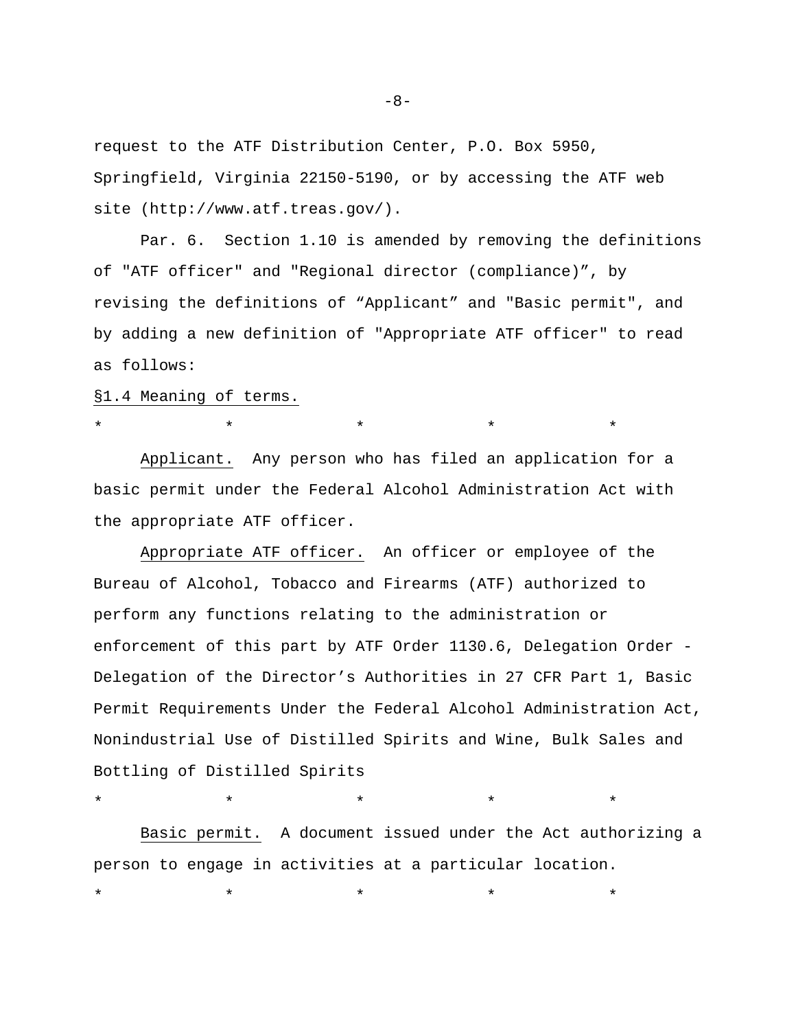request to the ATF Distribution Center, P.O. Box 5950, Springfield, Virginia 22150-5190, or by accessing the ATF web site (http://www.atf.treas.gov/).

Par. 6. Section 1.10 is amended by removing the definitions of "ATF officer" and "Regional director (compliance)", by revising the definitions of "Applicant" and "Basic permit", and by adding a new definition of "Appropriate ATF officer" to read as follows:

<u>§1.4 Meaning of terms.</u>

\* \* \* \* \*

<u>Applicant.</u> Any person who has filed an application for a basic permit under the Federal Alcohol Administration Act with the appropriate ATF officer.

<u>Appropriate ATF officer.</u> An officer or employee of the Bureau of Alcohol, Tobacco and Firearms (ATF) authorized to perform any functions relating to the administration or enforcement of this part by ATF Order 1130.6, Delegation Order - Delegation of the Director's Authorities in 27 CFR Part 1, Basic Permit Requirements Under the Federal Alcohol Administration Act, Nonindustrial Use of Distilled Spirits and Wine, Bulk Sales and Bottling of Distilled Spirits

\* \* \* \* \*

<u>Basic permit.</u> A document issued under the Act authorizing a person to engage in activities at a particular location.

\* \* \* \* \*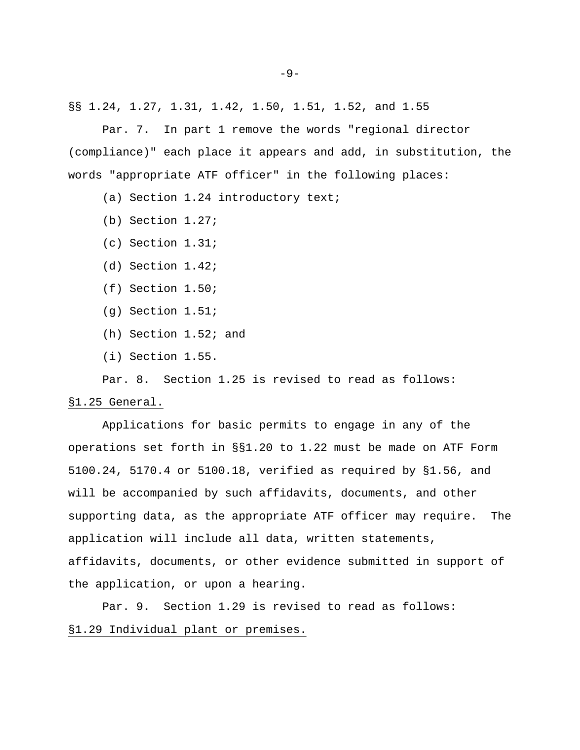§§ 1.24, 1.27, 1.31, 1.42, 1.50, 1.51, 1.52, and 1.55

Par. 7. In part 1 remove the words "regional director (compliance)" each place it appears and add, in substitution, the words "appropriate ATF officer" in the following places:

(a) Section 1.24 introductory text;

(b) Section 1.27;

(c) Section 1.31;

(d) Section 1.42;

(f) Section 1.50;

(g) Section 1.51;

(h) Section 1.52; and

(i) Section 1.55.

Par. 8. Section 1.25 is revised to read as follows:

§1.25 General.

Applications for basic permits to engage in any of the operations set forth in §§1.20 to 1.22 must be made on ATF Form 5100.24, 5170.4 or 5100.18, verified as required by §1.56, and will be accompanied by such affidavits, documents, and other supporting data, as the appropriate ATF officer may require. The application will include all data, written statements, affidavits, documents, or other evidence submitted in support of the application, or upon a hearing.

Par. 9. Section 1.29 is revised to read as follows:

§1.29 Individual plant or premises.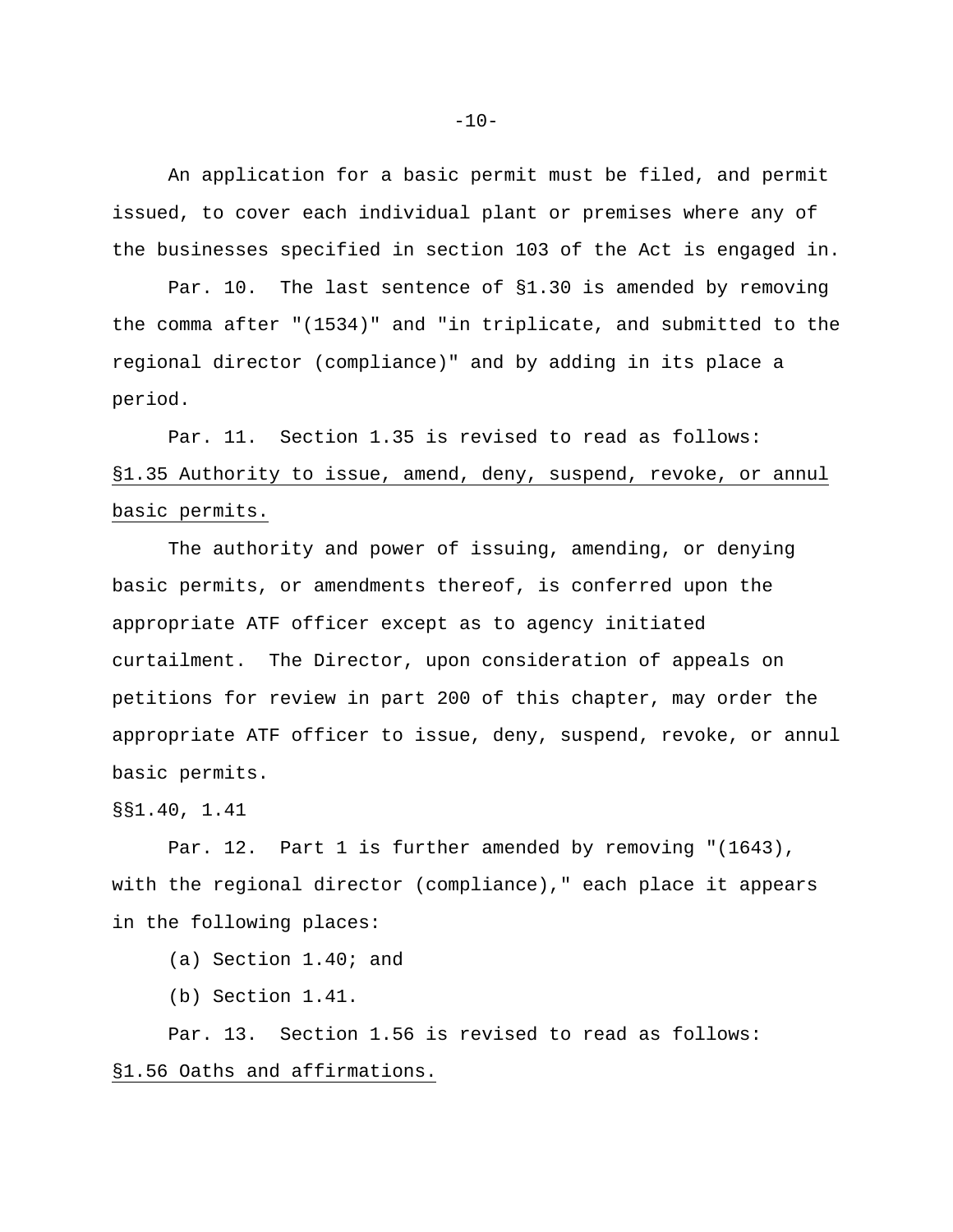An application for a basic permit must be filed, and permit issued, to cover each individual plant or premises where any of the businesses specified in section 103 of the Act is engaged in.

Par. 10. The last sentence of §1.30 is amended by removing the comma after "(1534)" and "in triplicate, and submitted to the regional director (compliance)" and by adding in its place a period.

Par. 11. Section 1.35 is revised to read as follows:

§1.35 Authority to issue, amend, deny, suspend, revoke, or annul basic permits.

The authority and power of issuing, amending, or denying basic permits, or amendments thereof, is conferred upon the appropriate ATF officer except as to agency initiated curtailment. The Director, upon consideration of appeals on petitions for review in part 200 of this chapter, may order the appropriate ATF officer to issue, deny, suspend, revoke, or annul basic permits.

§§1.40, 1.41

Par. 12. Part 1 is further amended by removing "(1643), with the regional director (compliance)," each place it appears in the following places:

(a) Section 1.40; and

(b) Section 1.41.

Par. 13. Section 1.56 is revised to read as follows:

§1.56 Oaths and affirmations.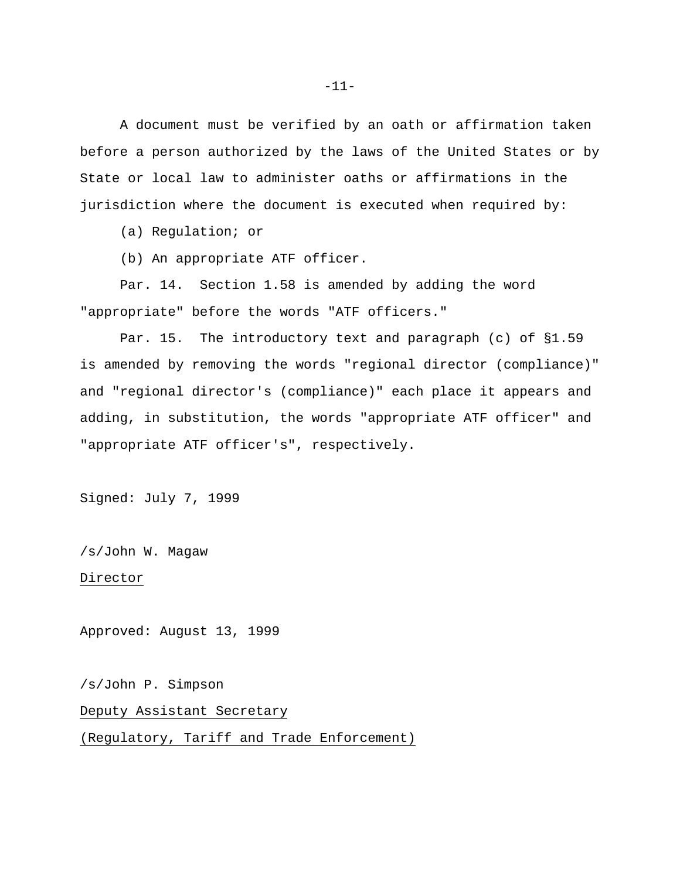A document must be verified by an oath or affirmation taken before a person authorized by the laws of the United States or by State or local law to administer oaths or affirmations in the jurisdiction where the document is executed when required by:

(a) Regulation; or

(b) An appropriate ATF officer.

Par. 14. Section 1.58 is amended by adding the word "appropriate" before the words "ATF officers."

Par. 15. The introductory text and paragraph (c) of §1.59 is amended by removing the words "regional director (compliance)" and "regional director's (compliance)" each place it appears and adding, in substitution, the words "appropriate ATF officer" and "appropriate ATF officer's", respectively.

Signed: July 7, 1999

/s/John W. Magaw

Director

Approved: August 13, 1999

/s/John P. Simpson

Deputy Assistant Secretary

(Regulatory, Tariff and Trade Enforcement)